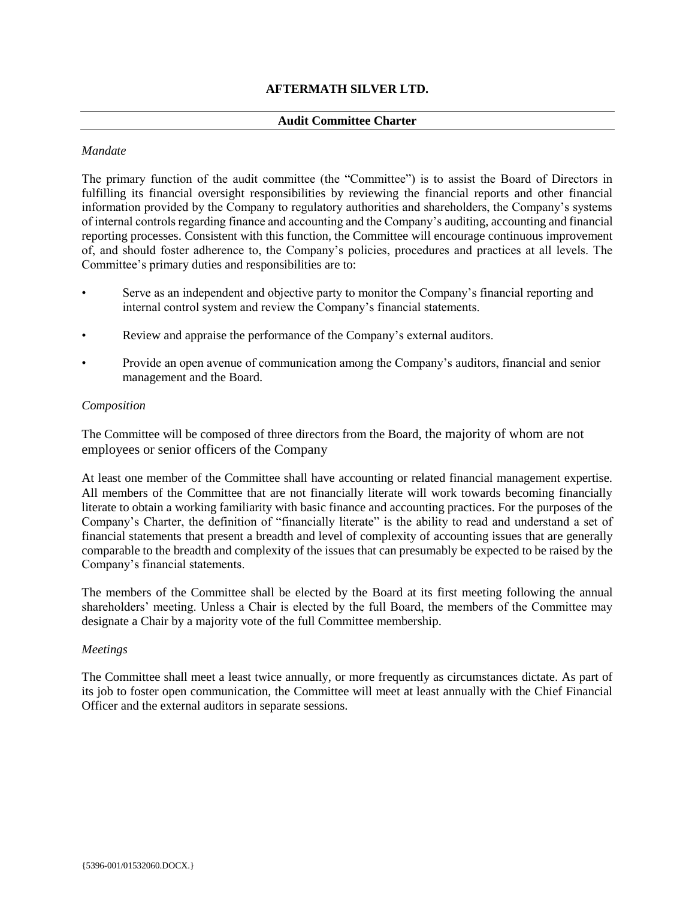# AFTERMATH SILVER LTD.

## Audit Committee Charter

*Mandate*

The primary function of the audit committee (the "Committee") is to assist the Board of Directors in fulfilling its financial oversight responsibilities by reviewing the financial reports and other financial information provided by the Company to regulatory authorities and shareholders, the Company's systems of internal controls regarding finance and accounting and the Company's auditing, accounting and financial reporting processes. Consistent with this function, the Committee will encourage continuous improvement of, and should foster adherence to, the Company's policies, procedures and practices at all levels. The Committee's primary duties and responsibilities are to:

- Serve as an independent and objective party to monitor the Company's financial reporting and internal control system and review the Company's financial statements.
- Review and appraise the performance of the Company's external auditors.
- Provide an open avenue of communication among the Company's auditors, financial and senior management and the Board.

*Composition*

The Committee will be composed of three directors from the Board, the majority of whom are not employees or senior officers of the Company

At least one member of the Committee shall have accounting or related financial management expertise. All members of the Committee that are not financially literate will work towards becoming financially literate to obtain a working familiarity with basic finance and accounting practices. For the purposes of the Company's Charter, the definition of "financially literate" is the ability to read and understand a set of financial statements that present a breadth and level of complexity of accounting issues that are generally comparable to the breadth and complexity of the issues that can presumably be expected to be raised by the Company's financial statements.

The members of the Committee shall be elected by the Board at its first meeting following the annual shareholders' meeting. Unless a Chair is elected by the full Board, the members of the Committee may designate a Chair by a majority vote of the full Committee membership.

*Meetings*

The Committee shall meet a least twice annually, or more frequently as circumstances dictate. As part of its job to foster open communication, the Committee will meet at least annually with the Chief Financial Officer and the external auditors in separate sessions.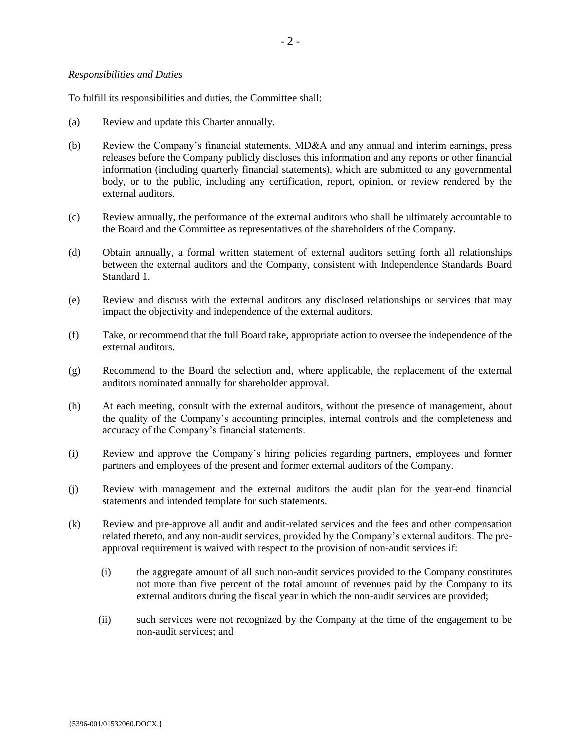*Responsibilities and Duties*

To fulfill its responsibilities and duties, the Committee shall:

(a) Review and update this Charter annually.

(b) Review the Company's financial statements, MD&A and any annual and interim earnings, press releases before the Company publicly discloses this information and any reports or other financial information (including quarterly financial statements), which are submitted to any governmental body, or to the public, including any certification, report, opinion, or review rendered by the external auditors.

(c) Review annually, the performance of the external auditors who shall be ultimately accountable to the Board and the Committee as representatives of the shareholders of the Company.

(d) Obtain annually, a formal written statement of external auditors setting forth all relationships between the external auditors and the Company, consistent with Independence Standards Board Standard 1.

(e) Review and discuss with the external auditors any disclosed relationships or services that may impact the objectivity and independence of the external auditors.

(f) Take, or recommend that the full Board take, appropriate action to oversee the independence of the external auditors.

(g) Recommend to the Board the selection and, where applicable, the replacement of the external auditors nominated annually for shareholder approval.

(h) At each meeting, consult with the external auditors, without the presence of management, about the quality of the Company's accounting principles, internal controls and the completeness and accuracy of the Company's financial statements.

(i) Review and approve the Company's hiring policies regarding partners, employees and former partners and employees of the present and former external auditors of the Company.

(j) Review with management and the external auditors the audit plan for the year-end financial statements and intended template for such statements.

(k) Review and pre-approve all audit and audit-related services and the fees and other compensation related thereto, and any non-audit services, provided by the Company's external auditors. The pre-approval requirement is waived with respect to the provision of non-audit services if:

   (i) the aggregate amount of all such non-audit services provided to the Company constitutes not more than five percent of the total amount of revenues paid by the Company to its external auditors during the fiscal year in which the non-audit services are provided;

   (ii) such services were not recognized by the Company at the time of the engagement to be non-audit services; and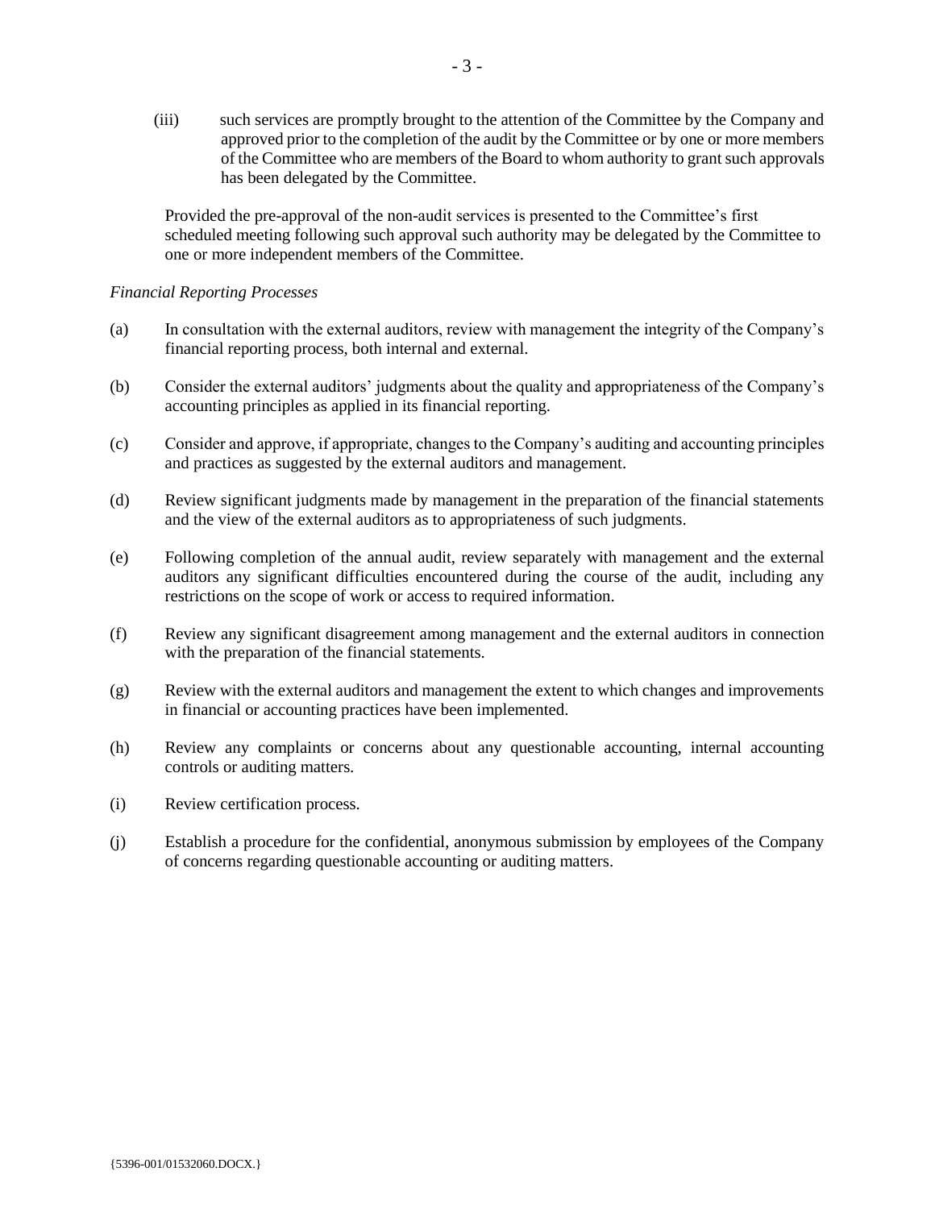(iii) such services are promptly brought to the attention of the Committee by the Company and approved prior to the completion of the audit by the Committee or by one or more members of the Committee who are members of the Board to whom authority to grant such approvals has been delegated by the Committee.

Provided the pre-approval of the non-audit services is presented to the Committee's first scheduled meeting following such approval such authority may be delegated by the Committee to one or more independent members of the Committee.

*Financial Reporting Processes*

(a) In consultation with the external auditors, review with management the integrity of the Company's financial reporting process, both internal and external.

(b) Consider the external auditors' judgments about the quality and appropriateness of the Company's accounting principles as applied in its financial reporting.

(c) Consider and approve, if appropriate, changes to the Company's auditing and accounting principles and practices as suggested by the external auditors and management.

(d) Review significant judgments made by management in the preparation of the financial statements and the view of the external auditors as to appropriateness of such judgments.

(e) Following completion of the annual audit, review separately with management and the external auditors any significant difficulties encountered during the course of the audit, including any restrictions on the scope of work or access to required information.

(f) Review any significant disagreement among management and the external auditors in connection with the preparation of the financial statements.

(g) Review with the external auditors and management the extent to which changes and improvements in financial or accounting practices have been implemented.

(h) Review any complaints or concerns about any questionable accounting, internal accounting controls or auditing matters.

(i) Review certification process.

(j) Establish a procedure for the confidential, anonymous submission by employees of the Company of concerns regarding questionable accounting or auditing matters.